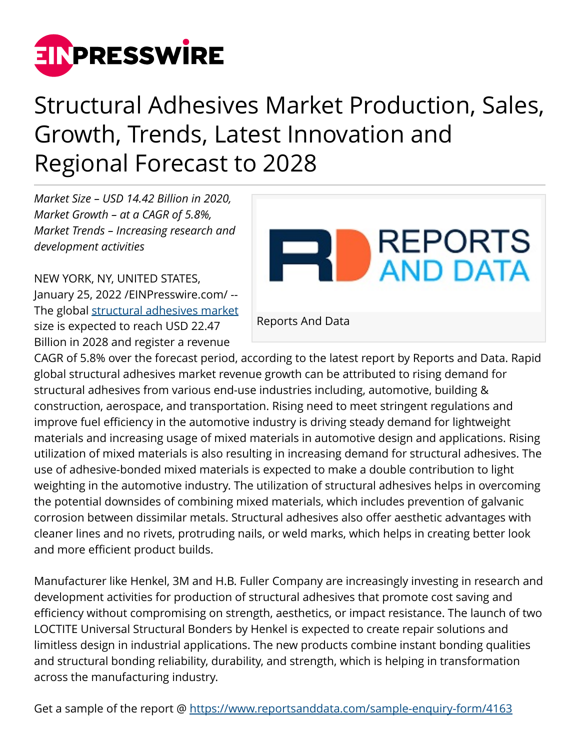# Structural Adhesives Market Production, Sales, Growth, Trends, Latest Innovation and Regional Forecast to 2028

*Market Size – USD 14.42 Billion in 2020, Market Growth – at a CAGR of 5.8%, Market Trends – Increasing research and development activities*

Reports And Data

NEW YORK, NY, UNITED STATES, January 25, 2022 /EINPresswire.com/ -- The global [structural adhesives market](structural adhesives market) size is expected to reach USD 22.47 Billion in 2028 and register a revenue CAGR of 5.8% over the forecast period, according to the latest report by Reports and Data. Rapid global structural adhesives market revenue growth can be attributed to rising demand for structural adhesives from various end-use industries including, automotive, building & construction, aerospace, and transportation. Rising need to meet stringent regulations and improve fuel efficiency in the automotive industry is driving steady demand for lightweight materials and increasing usage of mixed materials in automotive design and applications. Rising utilization of mixed materials is also resulting in increasing demand for structural adhesives. The use of adhesive-bonded mixed materials is expected to make a double contribution to light weighting in the automotive industry. The utilization of structural adhesives helps in overcoming the potential downsides of combining mixed materials, which includes prevention of galvanic corrosion between dissimilar metals. Structural adhesives also offer aesthetic advantages with cleaner lines and no rivets, protruding nails, or weld marks, which helps in creating better look and more efficient product builds.

Manufacturer like Henkel, 3M and H.B. Fuller Company are increasingly investing in research and development activities for production of structural adhesives that promote cost saving and efficiency without compromising on strength, aesthetics, or impact resistance. The launch of two LOCTITE Universal Structural Bonders by Henkel is expected to create repair solutions and limitless design in industrial applications. The new products combine instant bonding qualities and structural bonding reliability, durability, and strength, which is helping in transformation across the manufacturing industry.

Get a sample of the report @ [https://www.reportsanddata.com/sample-enquiry-form/4163](https://www.reportsanddata.com/sample-enquiry-form/4163)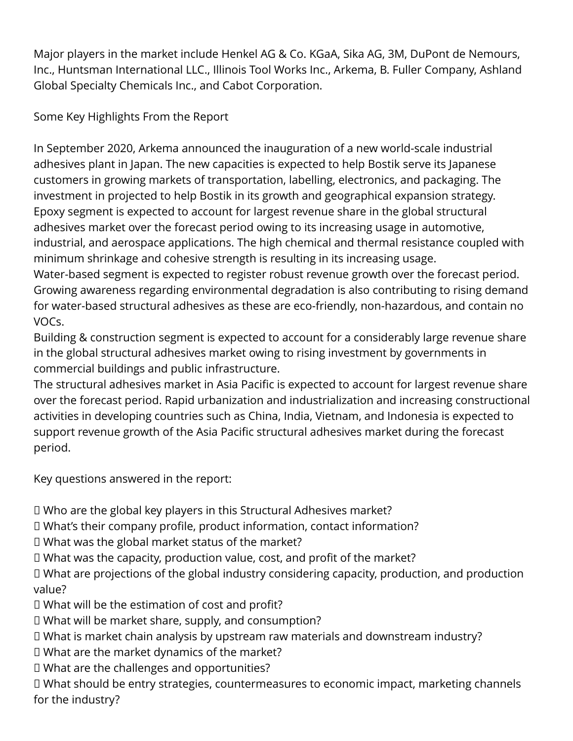Major players in the market include Henkel AG & Co. KGaA, Sika AG, 3M, DuPont de Nemours, Inc., Huntsman International LLC., Illinois Tool Works Inc., Arkema, B. Fuller Company, Ashland Global Specialty Chemicals Inc., and Cabot Corporation.

Some Key Highlights From the Report

In September 2020, Arkema announced the inauguration of a new world-scale industrial adhesives plant in Japan. The new capacities is expected to help Bostik serve its Japanese customers in growing markets of transportation, labelling, electronics, and packaging. The investment in projected to help Bostik in its growth and geographical expansion strategy.
Epoxy segment is expected to account for largest revenue share in the global structural adhesives market over the forecast period owing to its increasing usage in automotive, industrial, and aerospace applications. The high chemical and thermal resistance coupled with minimum shrinkage and cohesive strength is resulting in its increasing usage.
Water-based segment is expected to register robust revenue growth over the forecast period. Growing awareness regarding environmental degradation is also contributing to rising demand for water-based structural adhesives as these are eco-friendly, non-hazardous, and contain no VOCs.
Building & construction segment is expected to account for a considerably large revenue share in the global structural adhesives market owing to rising investment by governments in commercial buildings and public infrastructure.
The structural adhesives market in Asia Pacific is expected to account for largest revenue share over the forecast period. Rapid urbanization and industrialization and increasing constructional activities in developing countries such as China, India, Vietnam, and Indonesia is expected to support revenue growth of the Asia Pacific structural adhesives market during the forecast period.

Key questions answered in the report:

- Who are the global key players in this Structural Adhesives market?
- What's their company profile, product information, contact information?
- What was the global market status of the market?
- What was the capacity, production value, cost, and profit of the market?
- What are projections of the global industry considering capacity, production, and production value?
- What will be the estimation of cost and profit?
- What will be market share, supply, and consumption?
- What is market chain analysis by upstream raw materials and downstream industry?
- What are the market dynamics of the market?
- What are the challenges and opportunities?
- What should be entry strategies, countermeasures to economic impact, marketing channels for the industry?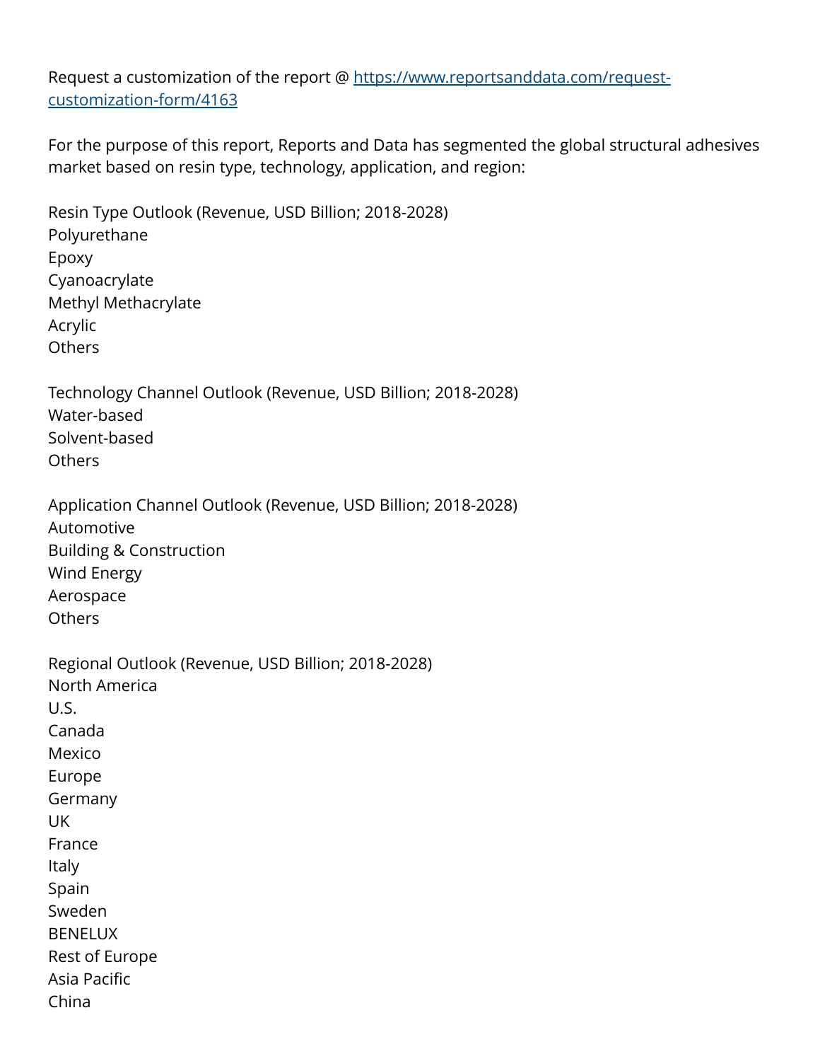Request a customization of the report @ [https://www.reportsanddata.com/request-customization-form/4163](https://www.reportsanddata.com/request-customization-form/4163)

For the purpose of this report, Reports and Data has segmented the global structural adhesives market based on resin type, technology, application, and region:

Resin Type Outlook (Revenue, USD Billion; 2018-2028)
Polyurethane
Epoxy
Cyanoacrylate
Methyl Methacrylate
Acrylic
Others

Technology Channel Outlook (Revenue, USD Billion; 2018-2028)
Water-based
Solvent-based
Others

Application Channel Outlook (Revenue, USD Billion; 2018-2028)
Automotive
Building & Construction
Wind Energy
Aerospace
Others

Regional Outlook (Revenue, USD Billion; 2018-2028)
North America
U.S.
Canada
Mexico
Europe
Germany
UK
France
Italy
Spain
Sweden
BENELUX
Rest of Europe
Asia Pacific
China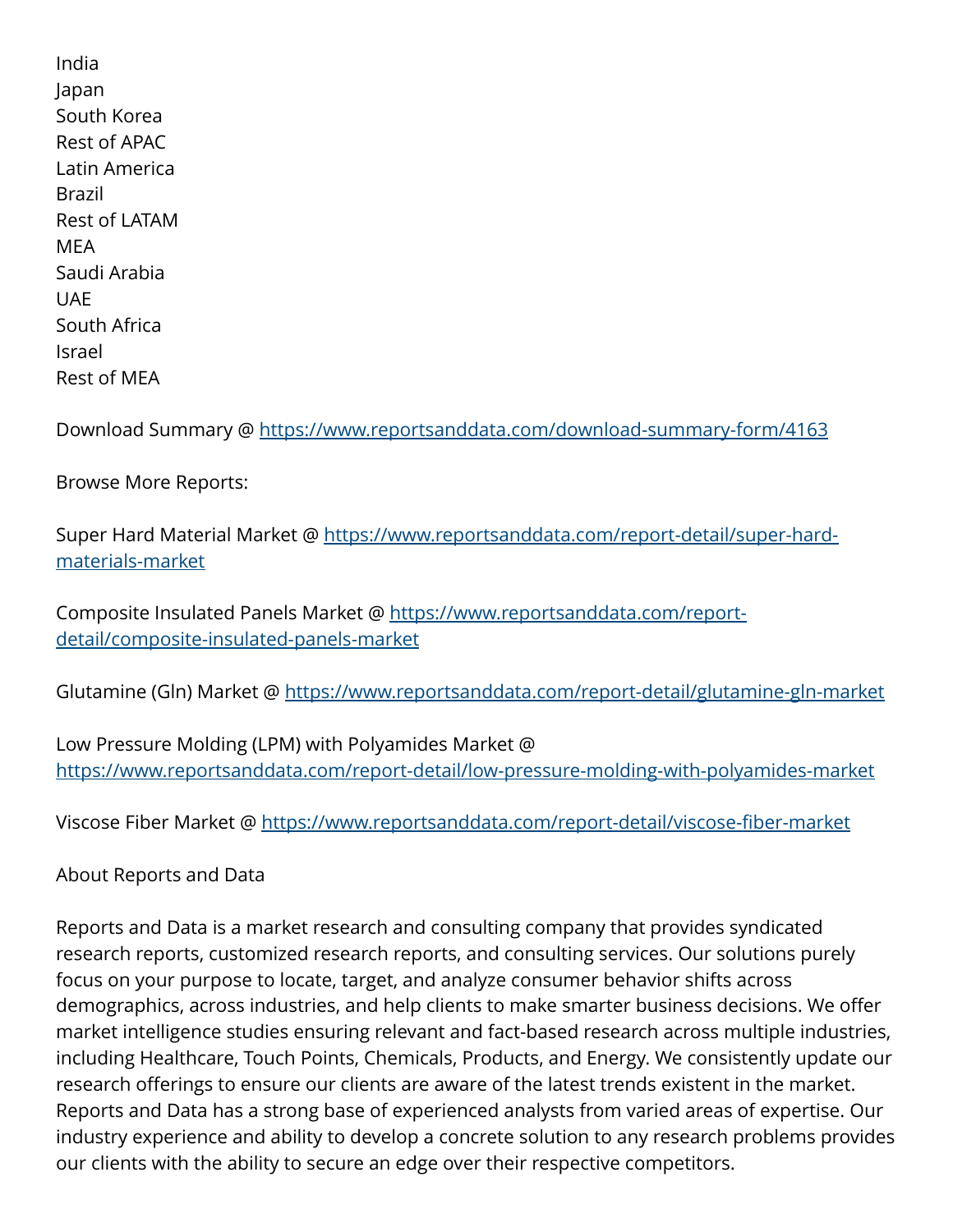India
Japan
South Korea
Rest of APAC
Latin America
Brazil
Rest of LATAM
MEA
Saudi Arabia
UAE
South Africa
Israel
Rest of MEA

Download Summary @ https://www.reportsanddata.com/download-summary-form/4163

Browse More Reports:

Super Hard Material Market @ https://www.reportsanddata.com/report-detail/super-hard-materials-market

Composite Insulated Panels Market @ https://www.reportsanddata.com/report-detail/composite-insulated-panels-market

Glutamine (Gln) Market @ https://www.reportsanddata.com/report-detail/glutamine-gln-market

Low Pressure Molding (LPM) with Polyamides Market @ https://www.reportsanddata.com/report-detail/low-pressure-molding-with-polyamides-market

Viscose Fiber Market @ https://www.reportsanddata.com/report-detail/viscose-fiber-market

About Reports and Data

Reports and Data is a market research and consulting company that provides syndicated research reports, customized research reports, and consulting services. Our solutions purely focus on your purpose to locate, target, and analyze consumer behavior shifts across demographics, across industries, and help clients to make smarter business decisions. We offer market intelligence studies ensuring relevant and fact-based research across multiple industries, including Healthcare, Touch Points, Chemicals, Products, and Energy. We consistently update our research offerings to ensure our clients are aware of the latest trends existent in the market. Reports and Data has a strong base of experienced analysts from varied areas of expertise. Our industry experience and ability to develop a concrete solution to any research problems provides our clients with the ability to secure an edge over their respective competitors.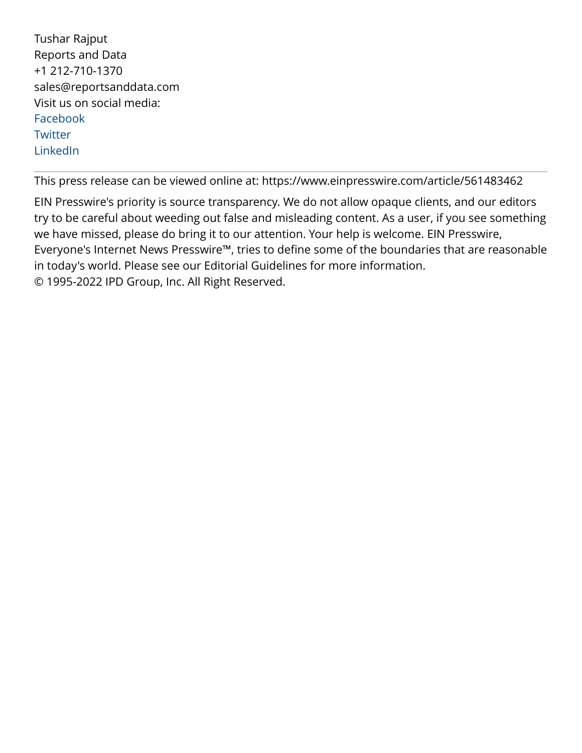Tushar Rajput
Reports and Data
+1 212-710-1370
sales@reportsanddata.com
Visit us on social media:
Facebook
Twitter
LinkedIn

---

This press release can be viewed online at: https://www.einpresswire.com/article/561483462

EIN Presswire's priority is source transparency. We do not allow opaque clients, and our editors try to be careful about weeding out false and misleading content. As a user, if you see something we have missed, please do bring it to our attention. Your help is welcome. EIN Presswire, Everyone's Internet News Presswire™, tries to define some of the boundaries that are reasonable in today's world. Please see our Editorial Guidelines for more information.
© 1995-2022 IPD Group, Inc. All Right Reserved.